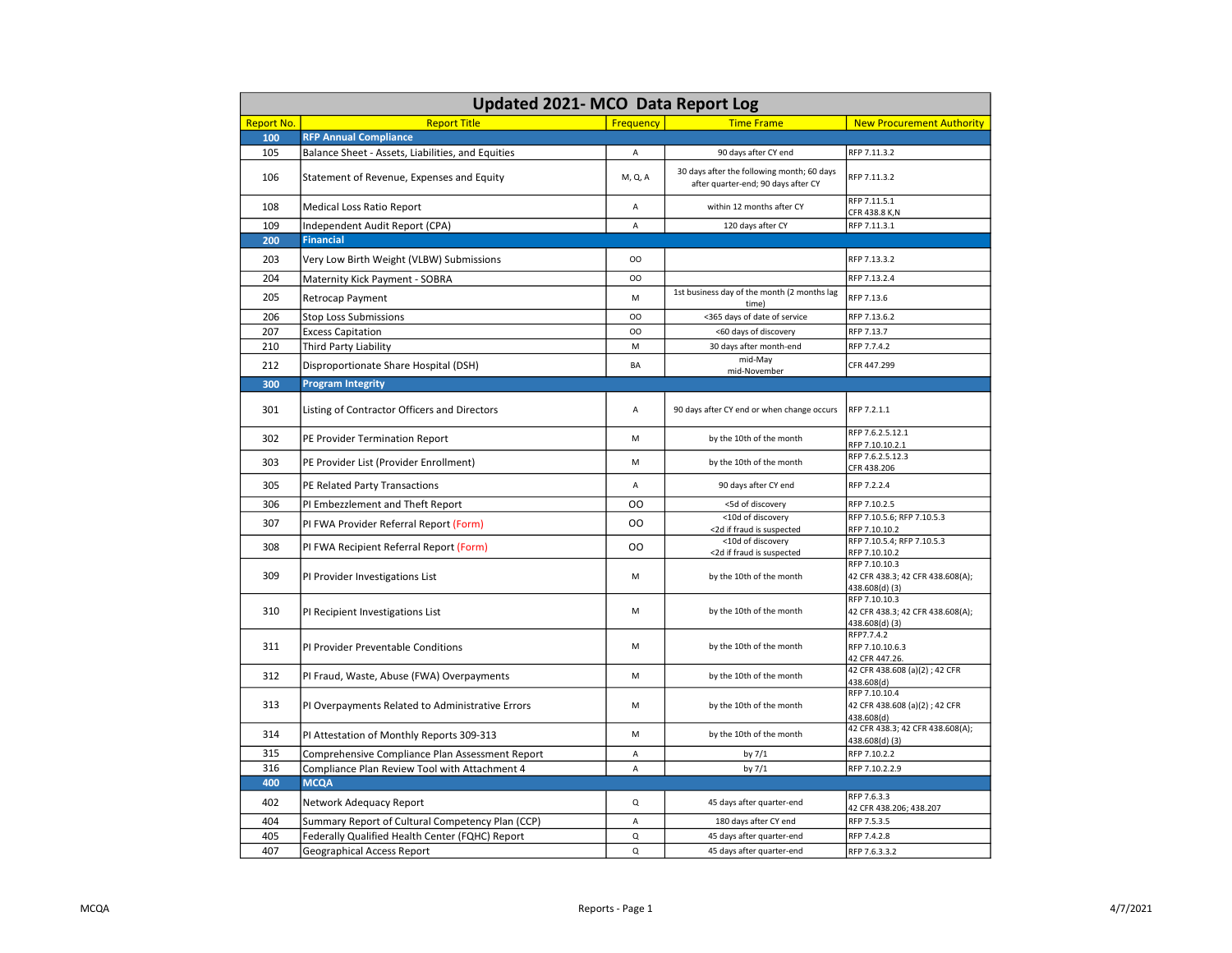# Updated 2021- MCO Data Report Log

| Report No. | Report Title | Frequency | Time Frame | New Procurement Authority |
|---|---|---|---|---|
| **100** | **RFP Annual Compliance** | | | |
| 105 | Balance Sheet - Assets, Liabilities, and Equities | A | 90 days after CY end | RFP 7.11.3.2 |
| 106 | Statement of Revenue, Expenses and Equity | M, Q, A | 30 days after the following month; 60 days after quarter-end; 90 days after CY | RFP 7.11.3.2 |
| 108 | Medical Loss Ratio Report | A | within 12 months after CY | RFP 7.11.5.1<br>CFR 438.8 K,N |
| 109 | Independent Audit Report (CPA) | A | 120 days after CY | RFP 7.11.3.1 |
| **200** | **Financial** | | | |
| 203 | Very Low Birth Weight (VLBW) Submissions | OO | | RFP 7.13.3.2 |
| 204 | Maternity Kick Payment - SOBRA | OO | | RFP 7.13.2.4 |
| 205 | Retrocap Payment | M | 1st business day of the month (2 months lag time) | RFP 7.13.6 |
| 206 | Stop Loss Submissions | OO | <365 days of date of service | RFP 7.13.6.2 |
| 207 | Excess Capitation | OO | <60 days of discovery | RFP 7.13.7 |
| 210 | Third Party Liability | M | 30 days after month-end | RFP 7.7.4.2 |
| 212 | Disproportionate Share Hospital (DSH) | BA | mid-May<br>mid-November | CFR 447.299 |
| **300** | **Program Integrity** | | | |
| 301 | Listing of Contractor Officers and Directors | A | 90 days after CY end or when change occurs | RFP 7.2.1.1 |
| 302 | PE Provider Termination Report | M | by the 10th of the month | RFP 7.6.2.5.12.1<br>RFP 7.10.10.2.1 |
| 303 | PE Provider List (Provider Enrollment) | M | by the 10th of the month | RFP 7.6.2.5.12.3<br>CFR 438.206 |
| 305 | PE Related Party Transactions | A | 90 days after CY end | RFP 7.2.2.4 |
| 306 | PI Embezzlement and Theft Report | OO | <5d of discovery | RFP 7.10.2.5 |
| 307 | PI FWA Provider Referral Report (Form) | OO | <10d of discovery<br><2d if fraud is suspected | RFP 7.10.5.6; RFP 7.10.5.3<br>RFP 7.10.10.2 |
| 308 | PI FWA Recipient Referral Report (Form) | OO | <10d of discovery<br><2d if fraud is suspected | RFP 7.10.5.4; RFP 7.10.5.3<br>RFP 7.10.10.2 |
| 309 | PI Provider Investigations List | M | by the 10th of the month | RFP 7.10.10.3<br>42 CFR 438.3; 42 CFR 438.608(A); 438.608(d) (3) |
| 310 | PI Recipient Investigations List | M | by the 10th of the month | RFP 7.10.10.3<br>42 CFR 438.3; 42 CFR 438.608(A); 438.608(d) (3) |
| 311 | PI Provider Preventable Conditions | M | by the 10th of the month | RFP7.7.4.2<br>RFP 7.10.10.6.3<br>42 CFR 447.26. |
| 312 | PI Fraud, Waste, Abuse (FWA) Overpayments | M | by the 10th of the month | 42 CFR 438.608 (a)(2) ; 42 CFR 438.608(d) |
| 313 | PI Overpayments Related to Administrative Errors | M | by the 10th of the month | RFP 7.10.10.4<br>42 CFR 438.608 (a)(2) ; 42 CFR 438.608(d) |
| 314 | PI Attestation of Monthly Reports 309-313 | M | by the 10th of the month | 42 CFR 438.3; 42 CFR 438.608(A); 438.608(d) (3) |
| 315 | Comprehensive Compliance Plan Assessment Report | A | by 7/1 | RFP 7.10.2.2 |
| 316 | Compliance Plan Review Tool with Attachment 4 | A | by 7/1 | RFP 7.10.2.2.9 |
| **400** | **MCQA** | | | |
| 402 | Network Adequacy Report | Q | 45 days after quarter-end | RFP 7.6.3.3<br>42 CFR 438.206; 438.207 |
| 404 | Summary Report of Cultural Competency Plan (CCP) | A | 180 days after CY end | RFP 7.5.3.5 |
| 405 | Federally Qualified Health Center (FQHC) Report | Q | 45 days after quarter-end | RFP 7.4.2.8 |
| 407 | Geographical Access Report | Q | 45 days after quarter-end | RFP 7.6.3.3.2 |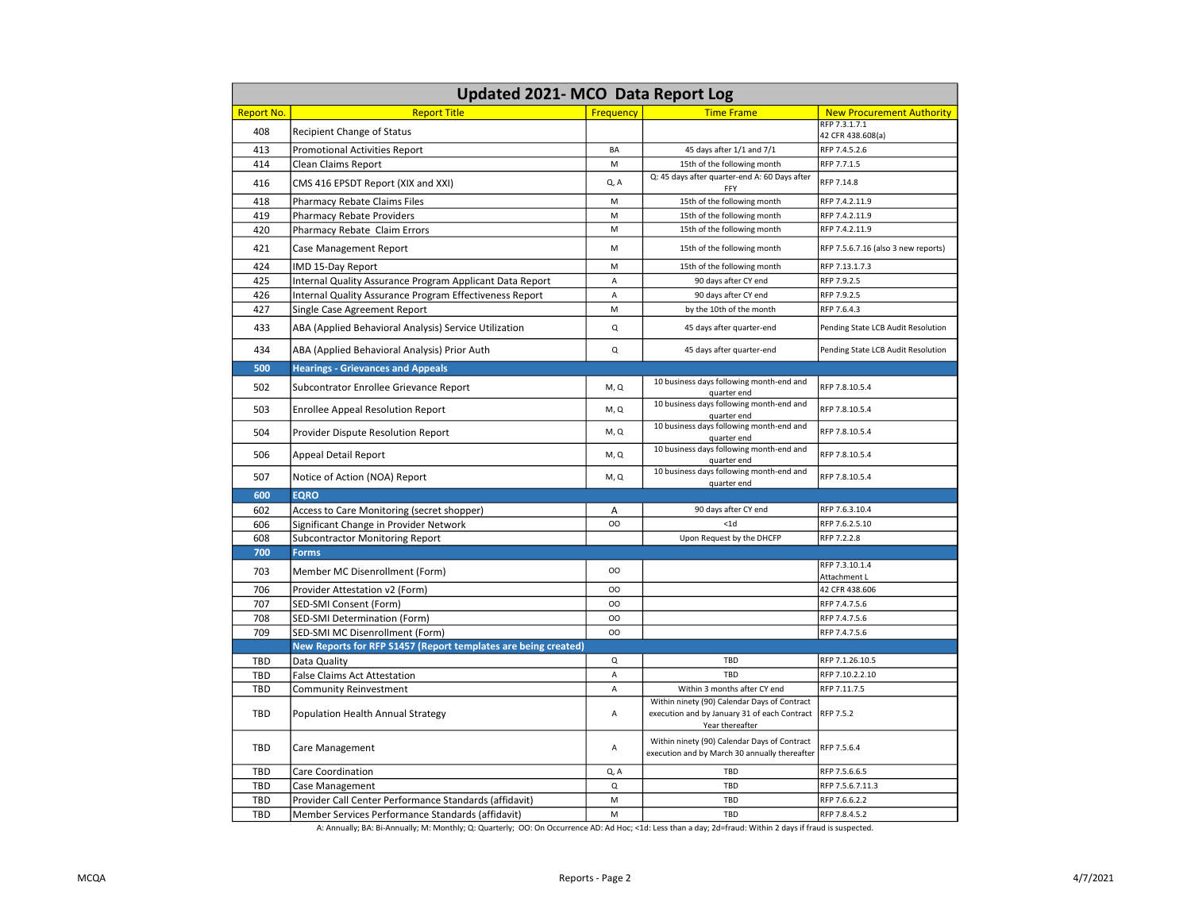# Updated 2021- MCO Data Report Log

| Report No. | Report Title | Frequency | Time Frame | New Procurement Authority |
|---|---|---|---|---|
| 408 | Recipient Change of Status | | | RFP 7.3.1.7.1 42 CFR 438.608(a) |
| 413 | Promotional Activities Report | BA | 45 days after 1/1 and 7/1 | RFP 7.4.5.2.6 |
| 414 | Clean Claims Report | M | 15th of the following month | RFP 7.7.1.5 |
| 416 | CMS 416 EPSDT Report (XIX and XXI) | Q, A | Q: 45 days after quarter-end A: 60 Days after FFY | RFP 7.14.8 |
| 418 | Pharmacy Rebate Claims Files | M | 15th of the following month | RFP 7.4.2.11.9 |
| 419 | Pharmacy Rebate Providers | M | 15th of the following month | RFP 7.4.2.11.9 |
| 420 | Pharmacy Rebate Claim Errors | M | 15th of the following month | RFP 7.4.2.11.9 |
| 421 | Case Management Report | M | 15th of the following month | RFP 7.5.6.7.16 (also 3 new reports) |
| 424 | IMD 15-Day Report | M | 15th of the following month | RFP 7.13.1.7.3 |
| 425 | Internal Quality Assurance Program Applicant Data Report | A | 90 days after CY end | RFP 7.9.2.5 |
| 426 | Internal Quality Assurance Program Effectiveness Report | A | 90 days after CY end | RFP 7.9.2.5 |
| 427 | Single Case Agreement Report | M | by the 10th of the month | RFP 7.6.4.3 |
| 433 | ABA (Applied Behavioral Analysis) Service Utilization | Q | 45 days after quarter-end | Pending State LCB Audit Resolution |
| 434 | ABA (Applied Behavioral Analysis) Prior Auth | Q | 45 days after quarter-end | Pending State LCB Audit Resolution |
| **500** | **Hearings - Grievances and Appeals** | | | |
| 502 | Subcontrator Enrollee Grievance Report | M, Q | 10 business days following month-end and quarter end | RFP 7.8.10.5.4 |
| 503 | Enrollee Appeal Resolution Report | M, Q | 10 business days following month-end and quarter end | RFP 7.8.10.5.4 |
| 504 | Provider Dispute Resolution Report | M, Q | 10 business days following month-end and quarter end | RFP 7.8.10.5.4 |
| 506 | Appeal Detail Report | M, Q | 10 business days following month-end and quarter end | RFP 7.8.10.5.4 |
| 507 | Notice of Action (NOA) Report | M, Q | 10 business days following month-end and quarter end | RFP 7.8.10.5.4 |
| **600** | **EQRO** | | | |
| 602 | Access to Care Monitoring (secret shopper) | A | 90 days after CY end | RFP 7.6.3.10.4 |
| 606 | Significant Change in Provider Network | OO | <1d | RFP 7.6.2.5.10 |
| 608 | Subcontractor Monitoring Report | | Upon Request by the DHCFP | RFP 7.2.2.8 |
| **700** | **Forms** | | | |
| 703 | Member MC Disenrollment (Form) | OO | | RFP 7.3.10.1.4 Attachment L |
| 706 | Provider Attestation v2 (Form) | OO | | 42 CFR 438.606 |
| 707 | SED-SMI Consent (Form) | OO | | RFP 7.4.7.5.6 |
| 708 | SED-SMI Determination (Form) | OO | | RFP 7.4.7.5.6 |
| 709 | SED-SMI MC Disenrollment (Form) | OO | | RFP 7.4.7.5.6 |
| | **New Reports for RFP S1457 (Report templates are being created)** | | | |
| TBD | Data Quality | Q | TBD | RFP 7.1.26.10.5 |
| TBD | False Claims Act Attestation | A | TBD | RFP 7.10.2.2.10 |
| TBD | Community Reinvestment | A | Within 3 months after CY end | RFP 7.11.7.5 |
| TBD | Population Health Annual Strategy | A | Within ninety (90) Calendar Days of Contract execution and by January 31 of each Contract Year thereafter | RFP 7.5.2 |
| TBD | Care Management | A | Within ninety (90) Calendar Days of Contract execution and by March 30 annually thereafter | RFP 7.5.6.4 |
| TBD | Care Coordination | Q, A | TBD | RFP 7.5.6.6.5 |
| TBD | Case Management | Q | TBD | RFP 7.5.6.7.11.3 |
| TBD | Provider Call Center Performance Standards (affidavit) | M | TBD | RFP 7.6.6.2.2 |
| TBD | Member Services Performance Standards (affidavit) | M | TBD | RFP 7.8.4.5.2 |

A: Annually; BA: Bi-Annually; M: Monthly; Q: Quarterly; OO: On Occurrence AD: Ad Hoc; <1d: Less than a day; 2d=fraud: Within 2 days if fraud is suspected.